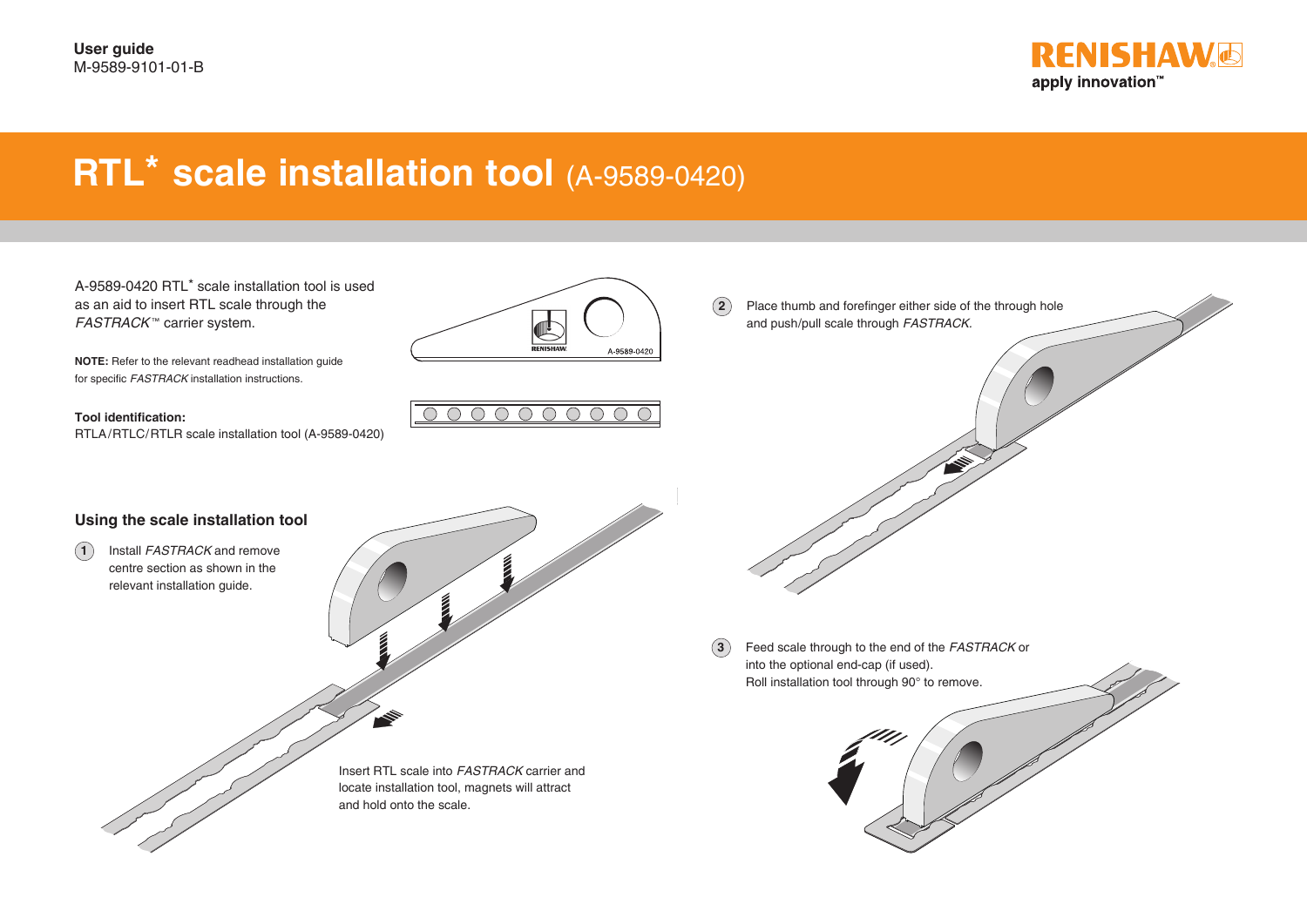**User guide**
M-9589-9101-01-B

# RTL* scale installation tool (A-9589-0420)

A-9589-0420 RTL* scale installation tool is used as an aid to insert RTL scale through the *FASTRACK*™ carrier system.

**NOTE:** Refer to the relevant readhead installation guide for specific *FASTRACK* installation instructions.

**Tool identification:**
RTLA/RTLC/RTLR scale installation tool (A-9589-0420)

## Using the scale installation tool

1. Install *FASTRACK* and remove centre section as shown in the relevant installation guide.

   Insert RTL scale into *FASTRACK* carrier and locate installation tool, magnets will attract and hold onto the scale.

2. Place thumb and forefinger either side of the through hole and push/pull scale through *FASTRACK*.

3. Feed scale through to the end of the *FASTRACK* or into the optional end-cap (if used).
   Roll installation tool through 90° to remove.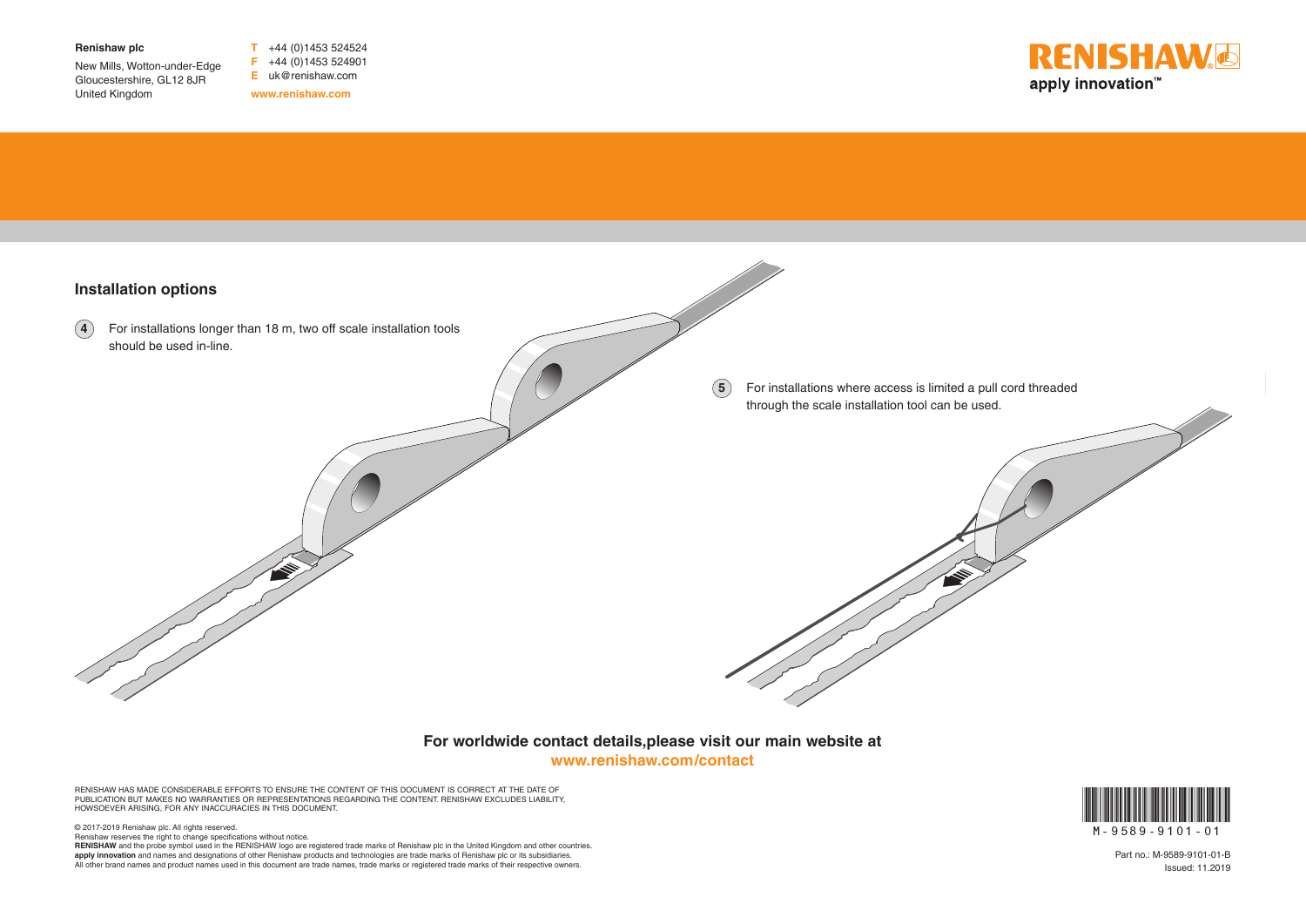**Renishaw plc**

New Mills, Wotton-under-Edge
Gloucestershire, GL12 8JR
United Kingdom

**T** +44 (0)1453 524524
**F** +44 (0)1453 524901
**E** uk@renishaw.com

**www.renishaw.com**

## Installation options

4 For installations longer than 18 m, two off scale installation tools should be used in-line.

5 For installations where access is limited a pull cord threaded through the scale installation tool can be used.

**For worldwide contact details,please visit our main website at**
**www.renishaw.com/contact**

RENISHAW HAS MADE CONSIDERABLE EFFORTS TO ENSURE THE CONTENT OF THIS DOCUMENT IS CORRECT AT THE DATE OF PUBLICATION BUT MAKES NO WARRANTIES OR REPRESENTATIONS REGARDING THE CONTENT. RENISHAW EXCLUDES LIABILITY, HOWSOEVER ARISING, FOR ANY INACCURACIES IN THIS DOCUMENT.

© 2017-2019 Renishaw plc. All rights reserved.
Renishaw reserves the right to change specifications without notice.
**RENISHAW** and the probe symbol used in the RENISHAW logo are registered trade marks of Renishaw plc in the United Kingdom and other countries. **apply innovation** and names and designations of other Renishaw products and technologies are trade marks of Renishaw plc or its subsidiaries.
All other brand names and product names used in this document are trade names, trade marks or registered trade marks of their respective owners.

M-9589-9101-01

Part no.: M-9589-9101-01-B
Issued: 11.2019